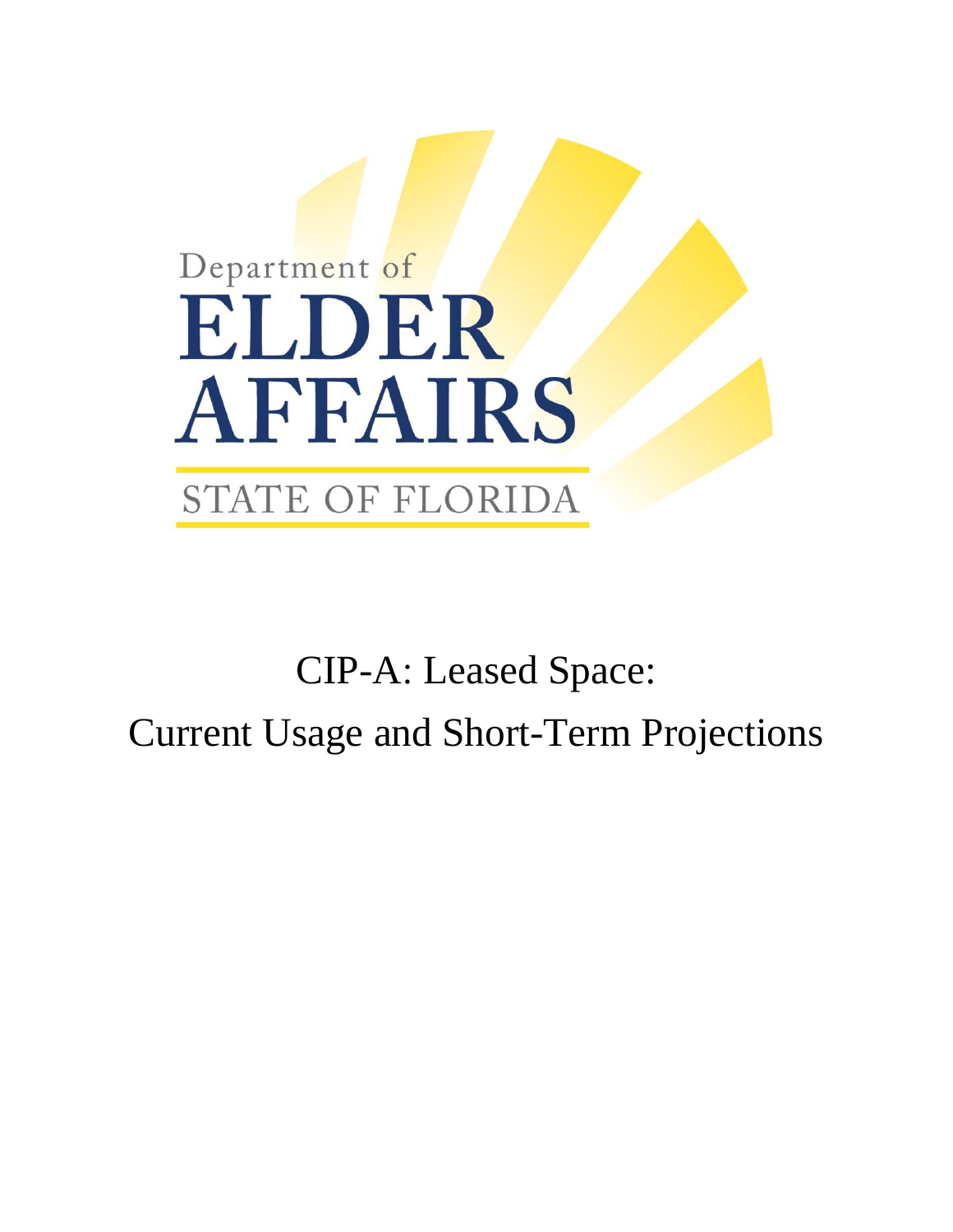Department of

ELDER AFFAIRS

STATE OF FLORIDA

# CIP-A: Leased Space:
# Current Usage and Short-Term Projections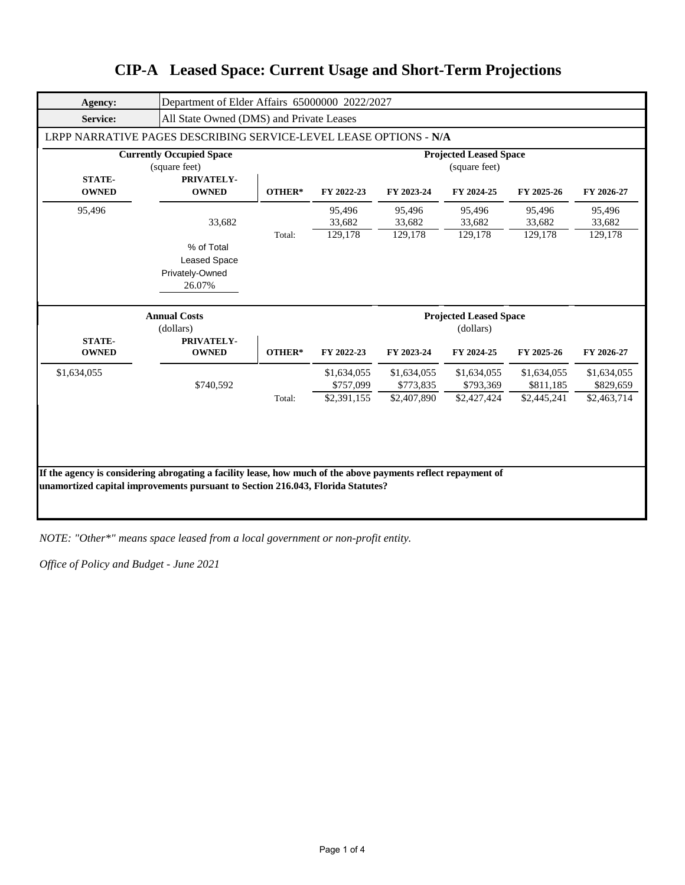# CIP-A Leased Space: Current Usage and Short-Term Projections

| **Agency:** | Department of Elder Affairs 65000000 2022/2027 |
|---|---|
| **Service:** | All State Owned (DMS) and Private Leases |

LRPP NARRATIVE PAGES DESCRIBING SERVICE-LEVEL LEASE OPTIONS - **N/A**

| **Currently Occupied Space** (square feet) | | | **Projected Leased Space** (square feet) | | | | |
|---|---|---|---|---|---|---|---|
| **STATE-OWNED** | **PRIVATELY-OWNED** | **OTHER*** | **FY 2022-23** | **FY 2023-24** | **FY 2024-25** | **FY 2025-26** | **FY 2026-27** |
| 95,496 | | | 95,496 | 95,496 | 95,496 | 95,496 | 95,496 |
| | 33,682 | | 33,682 | 33,682 | 33,682 | 33,682 | 33,682 |
| | | Total: | 129,178 | 129,178 | 129,178 | 129,178 | 129,178 |
| | % of Total Leased Space Privately-Owned 26.07% | | | | | | |

| **Annual Costs** (dollars) | | | **Projected Leased Space** (dollars) | | | | |
|---|---|---|---|---|---|---|---|
| **STATE-OWNED** | **PRIVATELY-OWNED** | **OTHER*** | **FY 2022-23** | **FY 2023-24** | **FY 2024-25** | **FY 2025-26** | **FY 2026-27** |
| $1,634,055 | | | $1,634,055 | $1,634,055 | $1,634,055 | $1,634,055 | $1,634,055 |
| | $740,592 | | $757,099 | $773,835 | $793,369 | $811,185 | $829,659 |
| | | Total: | $2,391,155 | $2,407,890 | $2,427,424 | $2,445,241 | $2,463,714 |

**If the agency is considering abrogating a facility lease, how much of the above payments reflect repayment of unamortized capital improvements pursuant to Section 216.043, Florida Statutes?**

*NOTE: "Other*" means space leased from a local government or non-profit entity.*

*Office of Policy and Budget - June 2021*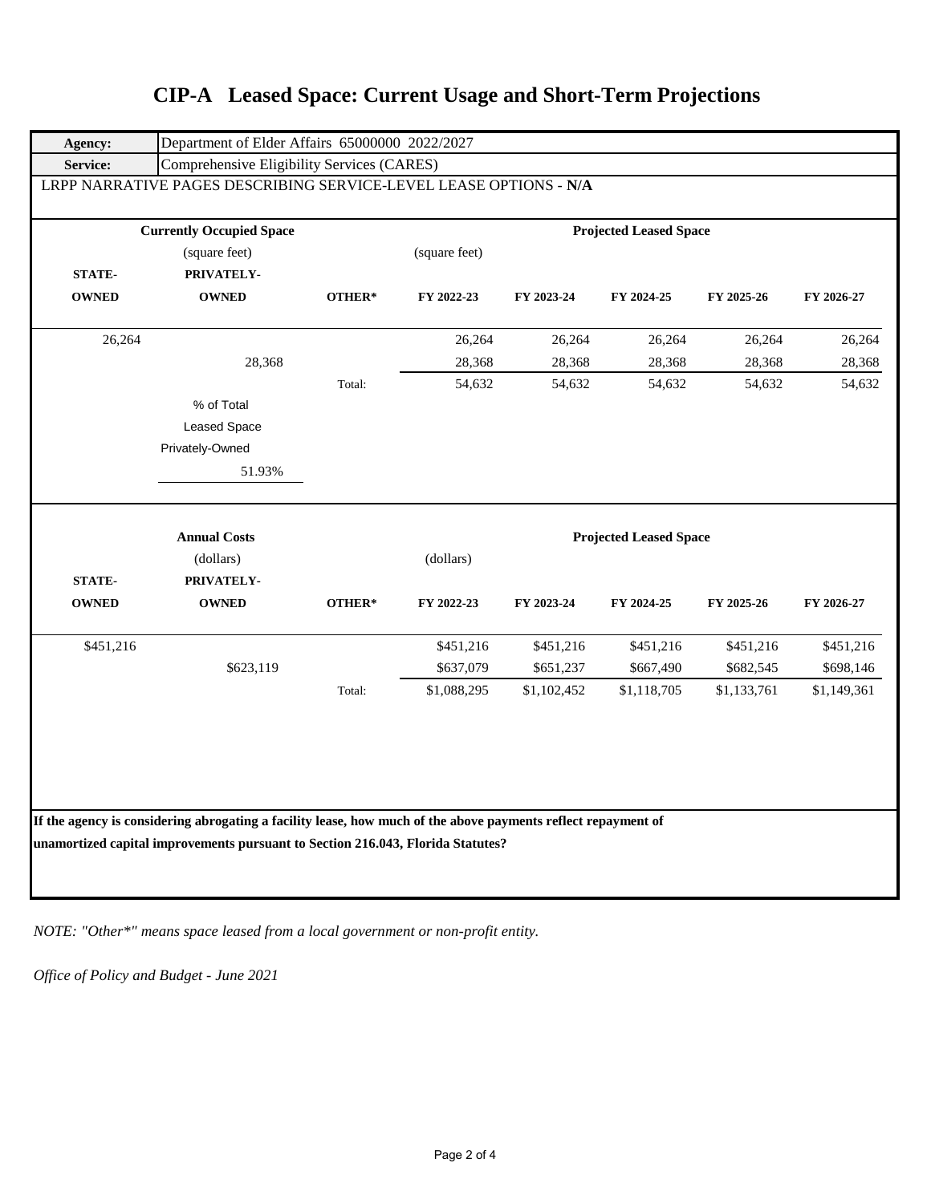# CIP-A Leased Space: Current Usage and Short-Term Projections

| **Agency:** | Department of Elder Affairs 65000000 2022/2027 |
|---|---|
| **Service:** | Comprehensive Eligibility Services (CARES) |

LRPP NARRATIVE PAGES DESCRIBING SERVICE-LEVEL LEASE OPTIONS - **N/A**

| **Currently Occupied Space** (square feet) | | | **Projected Leased Space** (square feet) | | | | |
|---|---|---|---|---|---|---|---|
| **STATE-OWNED** | **PRIVATELY-OWNED** | **OTHER*** | **FY 2022-23** | **FY 2023-24** | **FY 2024-25** | **FY 2025-26** | **FY 2026-27** |
| 26,264 | | | 26,264 | 26,264 | 26,264 | 26,264 | 26,264 |
| | 28,368 | | 28,368 | 28,368 | 28,368 | 28,368 | 28,368 |
| | | Total: | 54,632 | 54,632 | 54,632 | 54,632 | 54,632 |

% of Total Leased Space Privately-Owned

51.93%

| **Annual Costs** (dollars) | | | **Projected Leased Space** (dollars) | | | | |
|---|---|---|---|---|---|---|---|
| **STATE-OWNED** | **PRIVATELY-OWNED** | **OTHER*** | **FY 2022-23** | **FY 2023-24** | **FY 2024-25** | **FY 2025-26** | **FY 2026-27** |
| $451,216 | | | $451,216 | $451,216 | $451,216 | $451,216 | $451,216 |
| | $623,119 | | $637,079 | $651,237 | $667,490 | $682,545 | $698,146 |
| | | Total: | $1,088,295 | $1,102,452 | $1,118,705 | $1,133,761 | $1,149,361 |

**If the agency is considering abrogating a facility lease, how much of the above payments reflect repayment of unamortized capital improvements pursuant to Section 216.043, Florida Statutes?**

*NOTE: "Other*" means space leased from a local government or non-profit entity.*

*Office of Policy and Budget - June 2021*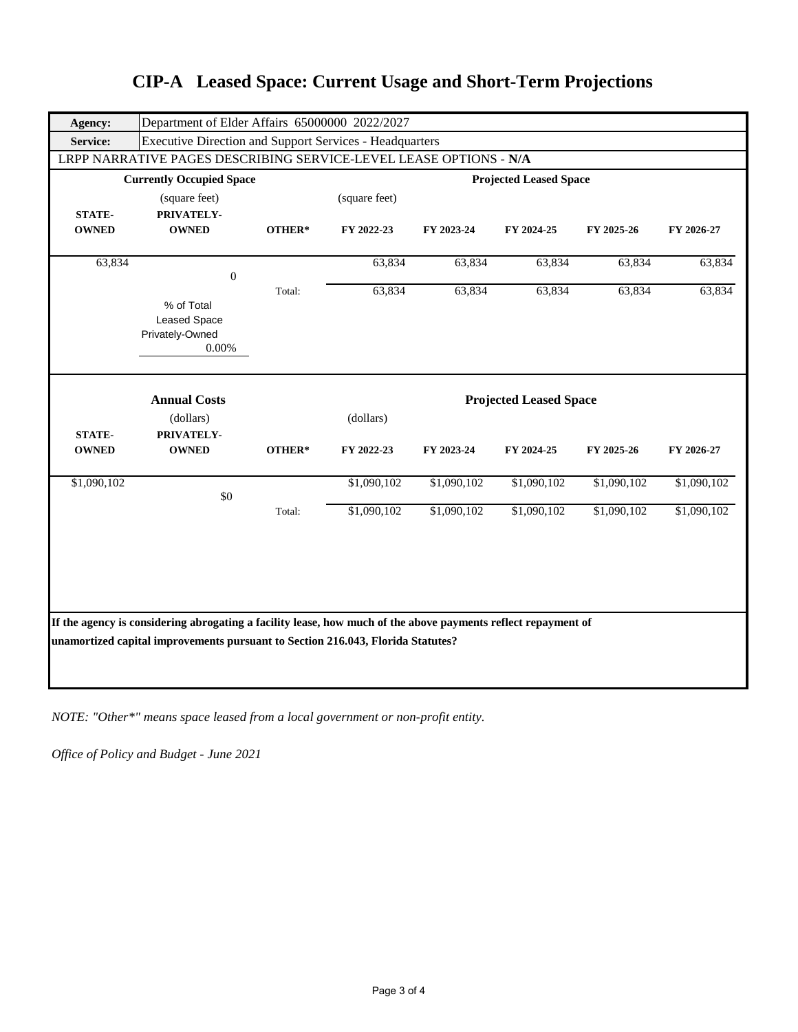# CIP-A Leased Space: Current Usage and Short-Term Projections

| | |
|---|---|
| **Agency:** | Department of Elder Affairs 65000000 2022/2027 |
| **Service:** | Executive Direction and Support Services - Headquarters |

LRPP NARRATIVE PAGES DESCRIBING SERVICE-LEVEL LEASE OPTIONS - **N/A**

| **Currently Occupied Space** (square feet) | | | **Projected Leased Space** (square feet) | | | | |
|---|---|---|---|---|---|---|---|
| **STATE-OWNED** | **PRIVATELY-OWNED** | **OTHER*** | **FY 2022-23** | **FY 2023-24** | **FY 2024-25** | **FY 2025-26** | **FY 2026-27** |
| 63,834 | 0 | | 63,834 | 63,834 | 63,834 | 63,834 | 63,834 |
| | | Total: | 63,834 | 63,834 | 63,834 | 63,834 | 63,834 |

% of Total Leased Space Privately-Owned: 0.00%

| **Annual Costs** (dollars) | | | **Projected Leased Space** (dollars) | | | | |
|---|---|---|---|---|---|---|---|
| **STATE-OWNED** | **PRIVATELY-OWNED** | **OTHER*** | **FY 2022-23** | **FY 2023-24** | **FY 2024-25** | **FY 2025-26** | **FY 2026-27** |
| $1,090,102 | $0 | | $1,090,102 | $1,090,102 | $1,090,102 | $1,090,102 | $1,090,102 |
| | | Total: | $1,090,102 | $1,090,102 | $1,090,102 | $1,090,102 | $1,090,102 |

**If the agency is considering abrogating a facility lease, how much of the above payments reflect repayment of unamortized capital improvements pursuant to Section 216.043, Florida Statutes?**

*NOTE: "Other*" means space leased from a local government or non-profit entity.*

*Office of Policy and Budget - June 2021*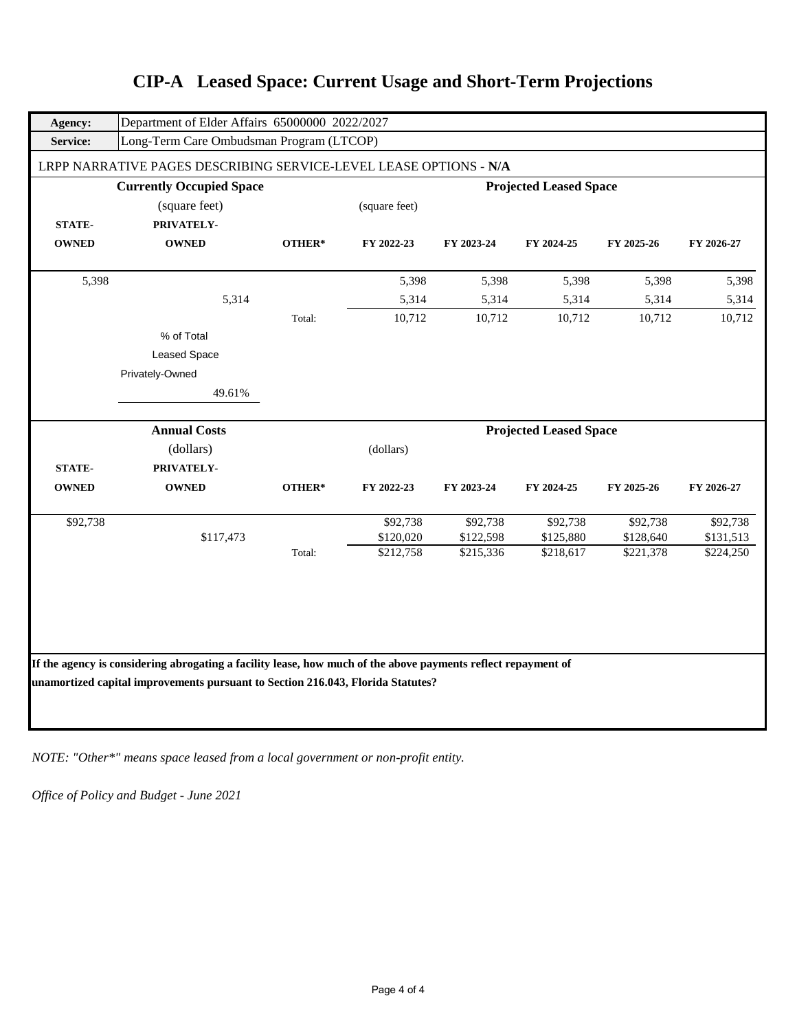# CIP-A Leased Space: Current Usage and Short-Term Projections

| | |
|---|---|
| **Agency:** | Department of Elder Affairs 65000000 2022/2027 |
| **Service:** | Long-Term Care Ombudsman Program (LTCOP) |

LRPP NARRATIVE PAGES DESCRIBING SERVICE-LEVEL LEASE OPTIONS - **N/A**

| **Currently Occupied Space** (square feet) | | | **Projected Leased Space** (square feet) | | | | |
|---|---|---|---|---|---|---|---|
| **STATE-OWNED** | **PRIVATELY-OWNED** | **OTHER*** | **FY 2022-23** | **FY 2023-24** | **FY 2024-25** | **FY 2025-26** | **FY 2026-27** |
| 5,398 | | | 5,398 | 5,398 | 5,398 | 5,398 | 5,398 |
| | 5,314 | | 5,314 | 5,314 | 5,314 | 5,314 | 5,314 |
| | | Total: | 10,712 | 10,712 | 10,712 | 10,712 | 10,712 |
| | % of Total Leased Space Privately-Owned 49.61% | | | | | | |

| **Annual Costs** (dollars) | | | **Projected Leased Space** (dollars) | | | | |
|---|---|---|---|---|---|---|---|
| **STATE-OWNED** | **PRIVATELY-OWNED** | **OTHER*** | **FY 2022-23** | **FY 2023-24** | **FY 2024-25** | **FY 2025-26** | **FY 2026-27** |
| $92,738 | | | $92,738 | $92,738 | $92,738 | $92,738 | $92,738 |
| | $117,473 | | $120,020 | $122,598 | $125,880 | $128,640 | $131,513 |
| | | Total: | $212,758 | $215,336 | $218,617 | $221,378 | $224,250 |

**If the agency is considering abrogating a facility lease, how much of the above payments reflect repayment of unamortized capital improvements pursuant to Section 216.043, Florida Statutes?**

*NOTE: "Other*" means space leased from a local government or non-profit entity.*

*Office of Policy and Budget - June 2021*